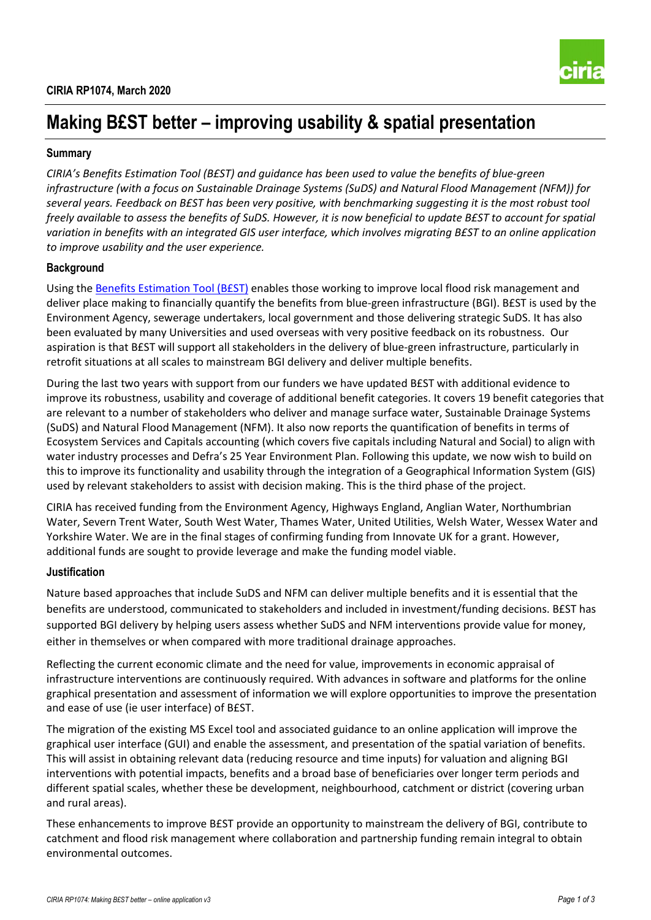**CIRIA RP1074, March 2020**

# Making B£ST better – improving usability & spatial presentation

## Summary

*CIRIA's Benefits Estimation Tool (B£ST) and guidance has been used to value the benefits of blue-green infrastructure (with a focus on Sustainable Drainage Systems (SuDS) and Natural Flood Management (NFM)) for several years. Feedback on B£ST has been very positive, with benchmarking suggesting it is the most robust tool freely available to assess the benefits of SuDS. However, it is now beneficial to update B£ST to account for spatial variation in benefits with an integrated GIS user interface, which involves migrating B£ST to an online application to improve usability and the user experience.*

## Background

Using the Benefits Estimation Tool (B£ST) enables those working to improve local flood risk management and deliver place making to financially quantify the benefits from blue-green infrastructure (BGI). B£ST is used by the Environment Agency, sewerage undertakers, local government and those delivering strategic SuDS. It has also been evaluated by many Universities and used overseas with very positive feedback on its robustness. Our aspiration is that B£ST will support all stakeholders in the delivery of blue-green infrastructure, particularly in retrofit situations at all scales to mainstream BGI delivery and deliver multiple benefits.

During the last two years with support from our funders we have updated B£ST with additional evidence to improve its robustness, usability and coverage of additional benefit categories. It covers 19 benefit categories that are relevant to a number of stakeholders who deliver and manage surface water, Sustainable Drainage Systems (SuDS) and Natural Flood Management (NFM). It also now reports the quantification of benefits in terms of Ecosystem Services and Capitals accounting (which covers five capitals including Natural and Social) to align with water industry processes and Defra's 25 Year Environment Plan. Following this update, we now wish to build on this to improve its functionality and usability through the integration of a Geographical Information System (GIS) used by relevant stakeholders to assist with decision making. This is the third phase of the project.

CIRIA has received funding from the Environment Agency, Highways England, Anglian Water, Northumbrian Water, Severn Trent Water, South West Water, Thames Water, United Utilities, Welsh Water, Wessex Water and Yorkshire Water. We are in the final stages of confirming funding from Innovate UK for a grant. However, additional funds are sought to provide leverage and make the funding model viable.

## Justification

Nature based approaches that include SuDS and NFM can deliver multiple benefits and it is essential that the benefits are understood, communicated to stakeholders and included in investment/funding decisions. B£ST has supported BGI delivery by helping users assess whether SuDS and NFM interventions provide value for money, either in themselves or when compared with more traditional drainage approaches.

Reflecting the current economic climate and the need for value, improvements in economic appraisal of infrastructure interventions are continuously required. With advances in software and platforms for the online graphical presentation and assessment of information we will explore opportunities to improve the presentation and ease of use (ie user interface) of B£ST.

The migration of the existing MS Excel tool and associated guidance to an online application will improve the graphical user interface (GUI) and enable the assessment, and presentation of the spatial variation of benefits. This will assist in obtaining relevant data (reducing resource and time inputs) for valuation and aligning BGI interventions with potential impacts, benefits and a broad base of beneficiaries over longer term periods and different spatial scales, whether these be development, neighbourhood, catchment or district (covering urban and rural areas).

These enhancements to improve B£ST provide an opportunity to mainstream the delivery of BGI, contribute to catchment and flood risk management where collaboration and partnership funding remain integral to obtain environmental outcomes.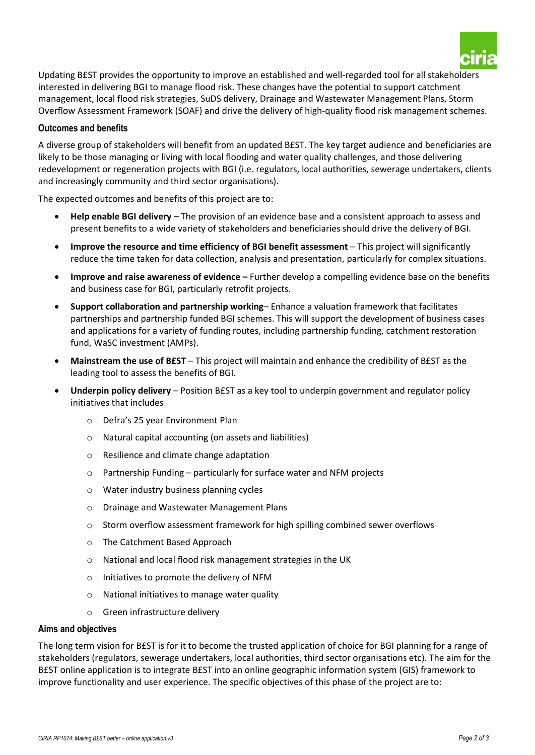Updating B£ST provides the opportunity to improve an established and well-regarded tool for all stakeholders interested in delivering BGI to manage flood risk. These changes have the potential to support catchment management, local flood risk strategies, SuDS delivery, Drainage and Wastewater Management Plans, Storm Overflow Assessment Framework (SOAF) and drive the delivery of high-quality flood risk management schemes.

### Outcomes and benefits

A diverse group of stakeholders will benefit from an updated B£ST. The key target audience and beneficiaries are likely to be those managing or living with local flooding and water quality challenges, and those delivering redevelopment or regeneration projects with BGI (i.e. regulators, local authorities, sewerage undertakers, clients and increasingly community and third sector organisations).

The expected outcomes and benefits of this project are to:

- **Help enable BGI delivery** – The provision of an evidence base and a consistent approach to assess and present benefits to a wide variety of stakeholders and beneficiaries should drive the delivery of BGI.
- **Improve the resource and time efficiency of BGI benefit assessment** – This project will significantly reduce the time taken for data collection, analysis and presentation, particularly for complex situations.
- **Improve and raise awareness of evidence –** Further develop a compelling evidence base on the benefits and business case for BGI, particularly retrofit projects.
- **Support collaboration and partnership working**– Enhance a valuation framework that facilitates partnerships and partnership funded BGI schemes. This will support the development of business cases and applications for a variety of funding routes, including partnership funding, catchment restoration fund, WaSC investment (AMPs).
- **Mainstream the use of B£ST** – This project will maintain and enhance the credibility of B£ST as the leading tool to assess the benefits of BGI.
- **Underpin policy delivery** – Position B£ST as a key tool to underpin government and regulator policy initiatives that includes
  - Defra's 25 year Environment Plan
  - Natural capital accounting (on assets and liabilities)
  - Resilience and climate change adaptation
  - Partnership Funding – particularly for surface water and NFM projects
  - Water industry business planning cycles
  - Drainage and Wastewater Management Plans
  - Storm overflow assessment framework for high spilling combined sewer overflows
  - The Catchment Based Approach
  - National and local flood risk management strategies in the UK
  - Initiatives to promote the delivery of NFM
  - National initiatives to manage water quality
  - Green infrastructure delivery

### Aims and objectives

The long term vision for B£ST is for it to become the trusted application of choice for BGI planning for a range of stakeholders (regulators, sewerage undertakers, local authorities, third sector organisations etc). The aim for the B£ST online application is to integrate B£ST into an online geographic information system (GIS) framework to improve functionality and user experience. The specific objectives of this phase of the project are to: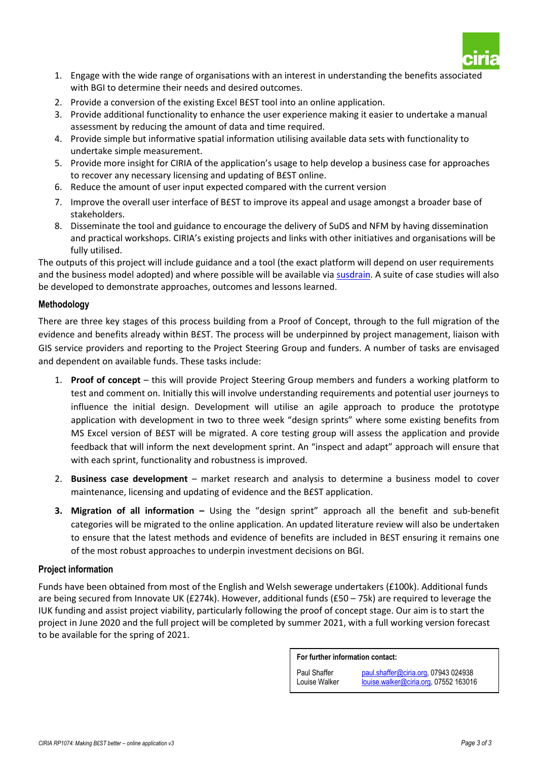1. Engage with the wide range of organisations with an interest in understanding the benefits associated with BGI to determine their needs and desired outcomes.
2. Provide a conversion of the existing Excel B£ST tool into an online application.
3. Provide additional functionality to enhance the user experience making it easier to undertake a manual assessment by reducing the amount of data and time required.
4. Provide simple but informative spatial information utilising available data sets with functionality to undertake simple measurement.
5. Provide more insight for CIRIA of the application's usage to help develop a business case for approaches to recover any necessary licensing and updating of B£ST online.
6. Reduce the amount of user input expected compared with the current version
7. Improve the overall user interface of B£ST to improve its appeal and usage amongst a broader base of stakeholders.
8. Disseminate the tool and guidance to encourage the delivery of SuDS and NFM by having dissemination and practical workshops. CIRIA's existing projects and links with other initiatives and organisations will be fully utilised.

The outputs of this project will include guidance and a tool (the exact platform will depend on user requirements and the business model adopted) and where possible will be available via susdrain. A suite of case studies will also be developed to demonstrate approaches, outcomes and lessons learned.

### Methodology

There are three key stages of this process building from a Proof of Concept, through to the full migration of the evidence and benefits already within B£ST. The process will be underpinned by project management, liaison with GIS service providers and reporting to the Project Steering Group and funders. A number of tasks are envisaged and dependent on available funds. These tasks include:

1. **Proof of concept** – this will provide Project Steering Group members and funders a working platform to test and comment on. Initially this will involve understanding requirements and potential user journeys to influence the initial design. Development will utilise an agile approach to produce the prototype application with development in two to three week "design sprints" where some existing benefits from MS Excel version of B£ST will be migrated. A core testing group will assess the application and provide feedback that will inform the next development sprint. An "inspect and adapt" approach will ensure that with each sprint, functionality and robustness is improved.

2. **Business case development** – market research and analysis to determine a business model to cover maintenance, licensing and updating of evidence and the B£ST application.

3. **Migration of all information –** Using the "design sprint" approach all the benefit and sub-benefit categories will be migrated to the online application. An updated literature review will also be undertaken to ensure that the latest methods and evidence of benefits are included in B£ST ensuring it remains one of the most robust approaches to underpin investment decisions on BGI.

### Project information

Funds have been obtained from most of the English and Welsh sewerage undertakers (£100k). Additional funds are being secured from Innovate UK (£274k). However, additional funds (£50 – 75k) are required to leverage the IUK funding and assist project viability, particularly following the proof of concept stage. Our aim is to start the project in June 2020 and the full project will be completed by summer 2021, with a full working version forecast to be available for the spring of 2021.

**For further information contact:**

| | |
|---|---|
| Paul Shaffer | paul.shaffer@ciria.org, 07943 024938 |
| Louise Walker | louise.walker@ciria.org, 07552 163016 |